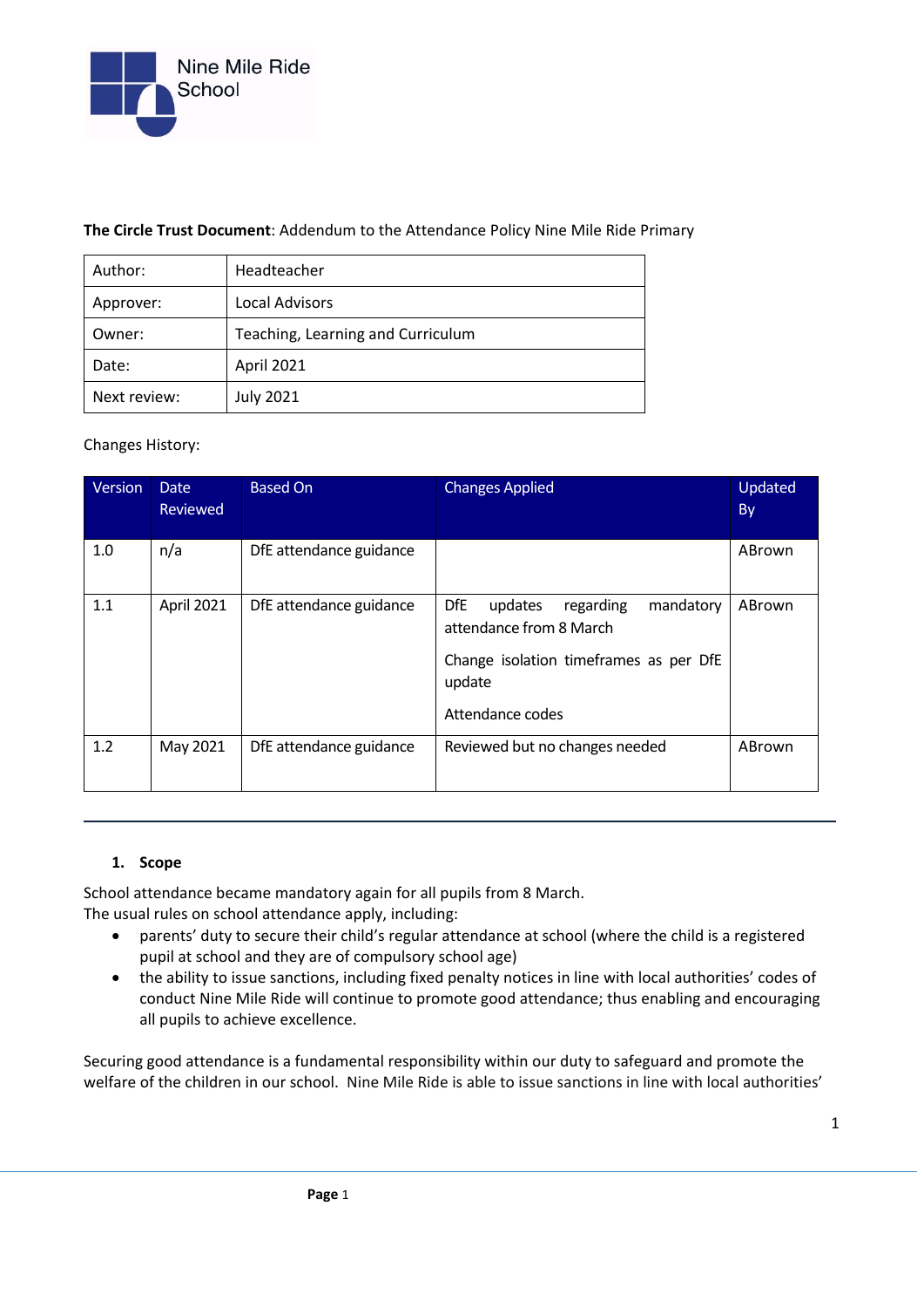Nine Mile Ride School

**The Circle Trust Document**: Addendum to the Attendance Policy Nine Mile Ride Primary

| Author: | Headteacher |
|---|---|
| Approver: | Local Advisors |
| Owner: | Teaching, Learning and Curriculum |
| Date: | April 2021 |
| Next review: | July 2021 |

Changes History:

| Version | Date Reviewed | Based On | Changes Applied | Updated By |
|---|---|---|---|---|
| 1.0 | n/a | DfE attendance guidance | | ABrown |
| 1.1 | April 2021 | DfE attendance guidance | DfE updates regarding mandatory attendance from 8 March<br><br>Change isolation timeframes as per DfE update<br><br>Attendance codes | ABrown |
| 1.2 | May 2021 | DfE attendance guidance | Reviewed but no changes needed | ABrown |

---

## 1. Scope

School attendance became mandatory again for all pupils from 8 March.
The usual rules on school attendance apply, including:

- parents' duty to secure their child's regular attendance at school (where the child is a registered pupil at school and they are of compulsory school age)
- the ability to issue sanctions, including fixed penalty notices in line with local authorities' codes of conduct Nine Mile Ride will continue to promote good attendance; thus enabling and encouraging all pupils to achieve excellence.

Securing good attendance is a fundamental responsibility within our duty to safeguard and promote the welfare of the children in our school. Nine Mile Ride is able to issue sanctions in line with local authorities'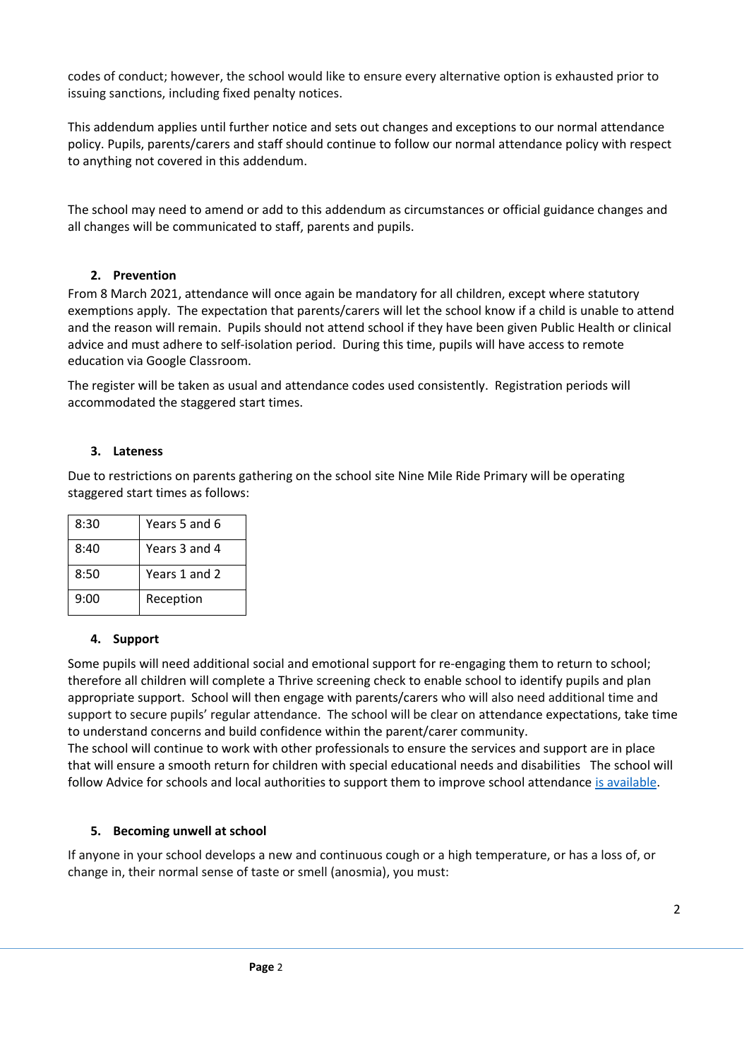codes of conduct; however, the school would like to ensure every alternative option is exhausted prior to issuing sanctions, including fixed penalty notices.

This addendum applies until further notice and sets out changes and exceptions to our normal attendance policy. Pupils, parents/carers and staff should continue to follow our normal attendance policy with respect to anything not covered in this addendum.

The school may need to amend or add to this addendum as circumstances or official guidance changes and all changes will be communicated to staff, parents and pupils.

## 2. Prevention

From 8 March 2021, attendance will once again be mandatory for all children, except where statutory exemptions apply. The expectation that parents/carers will let the school know if a child is unable to attend and the reason will remain. Pupils should not attend school if they have been given Public Health or clinical advice and must adhere to self-isolation period. During this time, pupils will have access to remote education via Google Classroom.

The register will be taken as usual and attendance codes used consistently. Registration periods will accommodated the staggered start times.

## 3. Lateness

Due to restrictions on parents gathering on the school site Nine Mile Ride Primary will be operating staggered start times as follows:

| | |
|---|---|
| 8:30 | Years 5 and 6 |
| 8:40 | Years 3 and 4 |
| 8:50 | Years 1 and 2 |
| 9:00 | Reception |

## 4. Support

Some pupils will need additional social and emotional support for re-engaging them to return to school; therefore all children will complete a Thrive screening check to enable school to identify pupils and plan appropriate support. School will then engage with parents/carers who will also need additional time and support to secure pupils' regular attendance. The school will be clear on attendance expectations, take time to understand concerns and build confidence within the parent/carer community.

The school will continue to work with other professionals to ensure the services and support are in place that will ensure a smooth return for children with special educational needs and disabilities The school will follow Advice for schools and local authorities to support them to improve school attendance is available.

## 5. Becoming unwell at school

If anyone in your school develops a new and continuous cough or a high temperature, or has a loss of, or change in, their normal sense of taste or smell (anosmia), you must: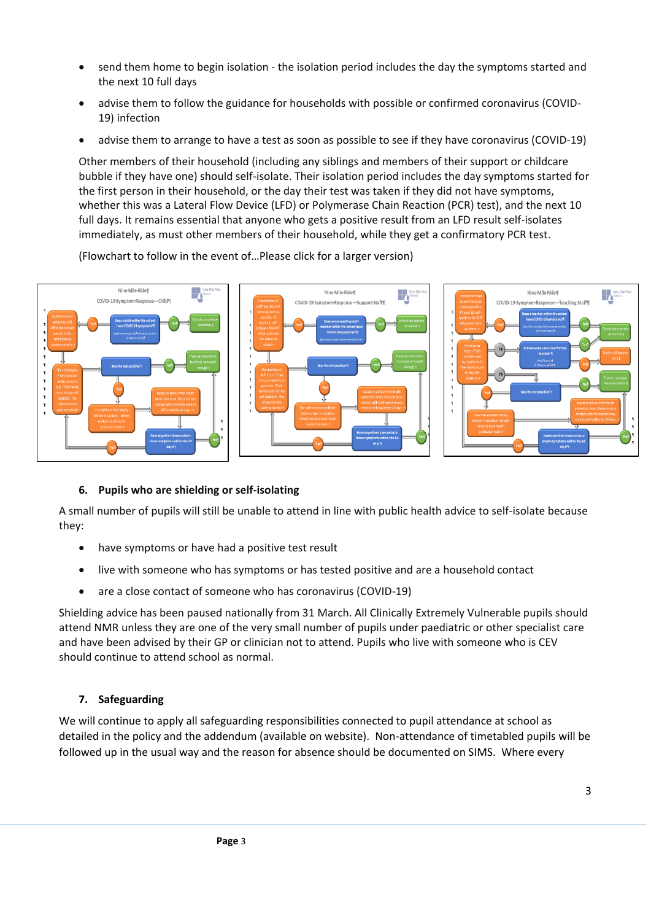- send them home to begin isolation - the isolation period includes the day the symptoms started and the next 10 full days
- advise them to follow the guidance for households with possible or confirmed coronavirus (COVID-19) infection
- advise them to arrange to have a test as soon as possible to see if they have coronavirus (COVID-19)

Other members of their household (including any siblings and members of their support or childcare bubble if they have one) should self-isolate. Their isolation period includes the day symptoms started for the first person in their household, or the day their test was taken if they did not have symptoms, whether this was a Lateral Flow Device (LFD) or Polymerase Chain Reaction (PCR) test), and the next 10 full days. It remains essential that anyone who gets a positive result from an LFD result self-isolates immediately, as must other members of their household, while they get a confirmatory PCR test.

(Flowchart to follow in the event of…Please click for a larger version)

## 6. Pupils who are shielding or self-isolating

A small number of pupils will still be unable to attend in line with public health advice to self-isolate because they:

- have symptoms or have had a positive test result
- live with someone who has symptoms or has tested positive and are a household contact
- are a close contact of someone who has coronavirus (COVID-19)

Shielding advice has been paused nationally from 31 March. All Clinically Extremely Vulnerable pupils should attend NMR unless they are one of the very small number of pupils under paediatric or other specialist care and have been advised by their GP or clinician not to attend. Pupils who live with someone who is CEV should continue to attend school as normal.

## 7. Safeguarding

We will continue to apply all safeguarding responsibilities connected to pupil attendance at school as detailed in the policy and the addendum (available on website). Non-attendance of timetabled pupils will be followed up in the usual way and the reason for absence should be documented on SIMS. Where every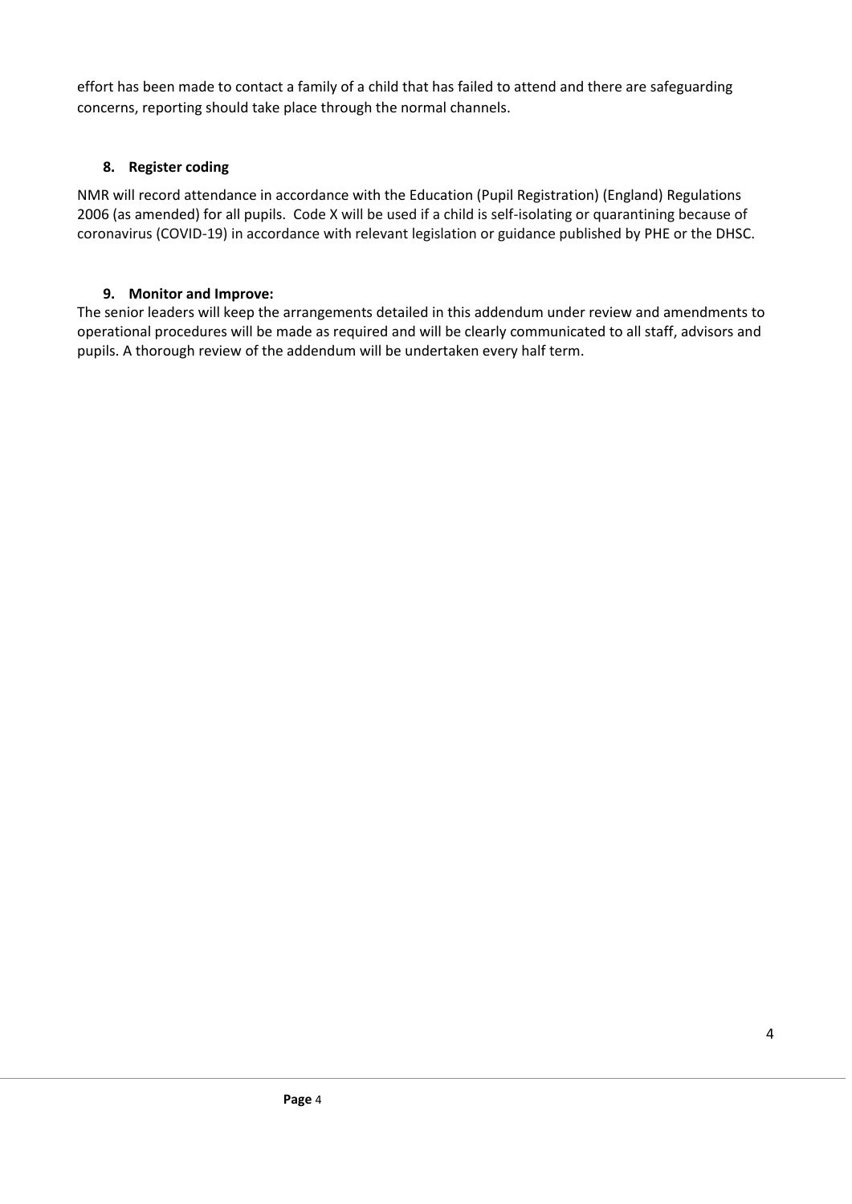effort has been made to contact a family of a child that has failed to attend and there are safeguarding concerns, reporting should take place through the normal channels.

## 8. Register coding

NMR will record attendance in accordance with the Education (Pupil Registration) (England) Regulations 2006 (as amended) for all pupils. Code X will be used if a child is self-isolating or quarantining because of coronavirus (COVID-19) in accordance with relevant legislation or guidance published by PHE or the DHSC.

## 9. Monitor and Improve:

The senior leaders will keep the arrangements detailed in this addendum under review and amendments to operational procedures will be made as required and will be clearly communicated to all staff, advisors and pupils. A thorough review of the addendum will be undertaken every half term.